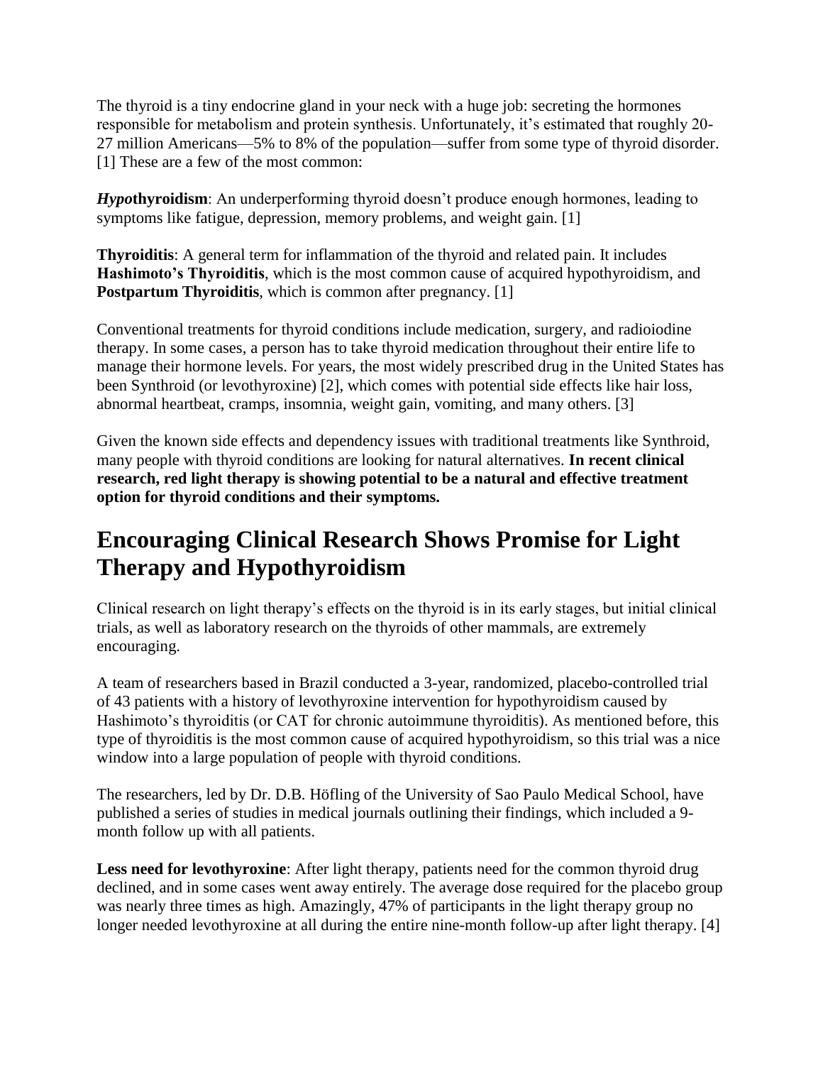The thyroid is a tiny endocrine gland in your neck with a huge job: secreting the hormones responsible for metabolism and protein synthesis. Unfortunately, it's estimated that roughly 20-27 million Americans—5% to 8% of the population—suffer from some type of thyroid disorder. [1] These are a few of the most common:

***Hypo*thyroidism**: An underperforming thyroid doesn't produce enough hormones, leading to symptoms like fatigue, depression, memory problems, and weight gain. [1]

**Thyroiditis**: A general term for inflammation of the thyroid and related pain. It includes **Hashimoto's Thyroiditis**, which is the most common cause of acquired hypothyroidism, and **Postpartum Thyroiditis**, which is common after pregnancy. [1]

Conventional treatments for thyroid conditions include medication, surgery, and radioiodine therapy. In some cases, a person has to take thyroid medication throughout their entire life to manage their hormone levels. For years, the most widely prescribed drug in the United States has been Synthroid (or levothyroxine) [2], which comes with potential side effects like hair loss, abnormal heartbeat, cramps, insomnia, weight gain, vomiting, and many others. [3]

Given the known side effects and dependency issues with traditional treatments like Synthroid, many people with thyroid conditions are looking for natural alternatives. **In recent clinical research, red light therapy is showing potential to be a natural and effective treatment option for thyroid conditions and their symptoms.**

## Encouraging Clinical Research Shows Promise for Light Therapy and Hypothyroidism

Clinical research on light therapy's effects on the thyroid is in its early stages, but initial clinical trials, as well as laboratory research on the thyroids of other mammals, are extremely encouraging.

A team of researchers based in Brazil conducted a 3-year, randomized, placebo-controlled trial of 43 patients with a history of levothyroxine intervention for hypothyroidism caused by Hashimoto's thyroiditis (or CAT for chronic autoimmune thyroiditis). As mentioned before, this type of thyroiditis is the most common cause of acquired hypothyroidism, so this trial was a nice window into a large population of people with thyroid conditions.

The researchers, led by Dr. D.B. Höfling of the University of Sao Paulo Medical School, have published a series of studies in medical journals outlining their findings, which included a 9-month follow up with all patients.

**Less need for levothyroxine**: After light therapy, patients need for the common thyroid drug declined, and in some cases went away entirely. The average dose required for the placebo group was nearly three times as high. Amazingly, 47% of participants in the light therapy group no longer needed levothyroxine at all during the entire nine-month follow-up after light therapy. [4]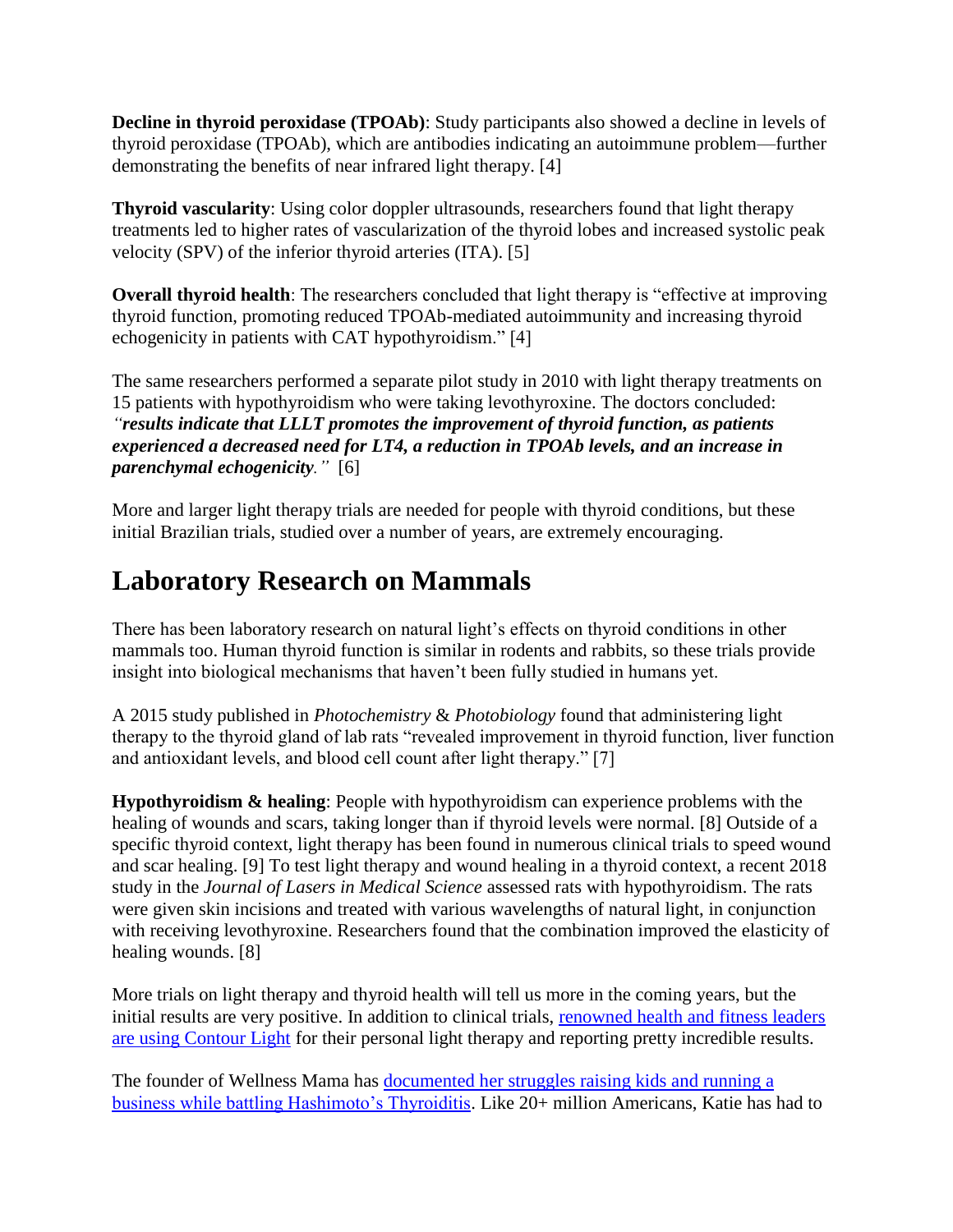**Decline in thyroid peroxidase (TPOAb)**: Study participants also showed a decline in levels of thyroid peroxidase (TPOAb), which are antibodies indicating an autoimmune problem—further demonstrating the benefits of near infrared light therapy. [4]

**Thyroid vascularity**: Using color doppler ultrasounds, researchers found that light therapy treatments led to higher rates of vascularization of the thyroid lobes and increased systolic peak velocity (SPV) of the inferior thyroid arteries (ITA). [5]

**Overall thyroid health**: The researchers concluded that light therapy is "effective at improving thyroid function, promoting reduced TPOAb-mediated autoimmunity and increasing thyroid echogenicity in patients with CAT hypothyroidism." [4]

The same researchers performed a separate pilot study in 2010 with light therapy treatments on 15 patients with hypothyroidism who were taking levothyroxine. The doctors concluded: *"**results indicate that LLLT promotes the improvement of thyroid function, as patients experienced a decreased need for LT4, a reduction in TPOAb levels, and an increase in parenchymal echogenicity**."* [6]

More and larger light therapy trials are needed for people with thyroid conditions, but these initial Brazilian trials, studied over a number of years, are extremely encouraging.

## Laboratory Research on Mammals

There has been laboratory research on natural light's effects on thyroid conditions in other mammals too. Human thyroid function is similar in rodents and rabbits, so these trials provide insight into biological mechanisms that haven't been fully studied in humans yet.

A 2015 study published in *Photochemistry* & *Photobiology* found that administering light therapy to the thyroid gland of lab rats "revealed improvement in thyroid function, liver function and antioxidant levels, and blood cell count after light therapy." [7]

**Hypothyroidism & healing**: People with hypothyroidism can experience problems with the healing of wounds and scars, taking longer than if thyroid levels were normal. [8] Outside of a specific thyroid context, light therapy has been found in numerous clinical trials to speed wound and scar healing. [9] To test light therapy and wound healing in a thyroid context, a recent 2018 study in the *Journal of Lasers in Medical Science* assessed rats with hypothyroidism. The rats were given skin incisions and treated with various wavelengths of natural light, in conjunction with receiving levothyroxine. Researchers found that the combination improved the elasticity of healing wounds. [8]

More trials on light therapy and thyroid health will tell us more in the coming years, but the initial results are very positive. In addition to clinical trials, renowned health and fitness leaders are using Contour Light for their personal light therapy and reporting pretty incredible results.

The founder of Wellness Mama has documented her struggles raising kids and running a business while battling Hashimoto's Thyroiditis. Like 20+ million Americans, Katie has had to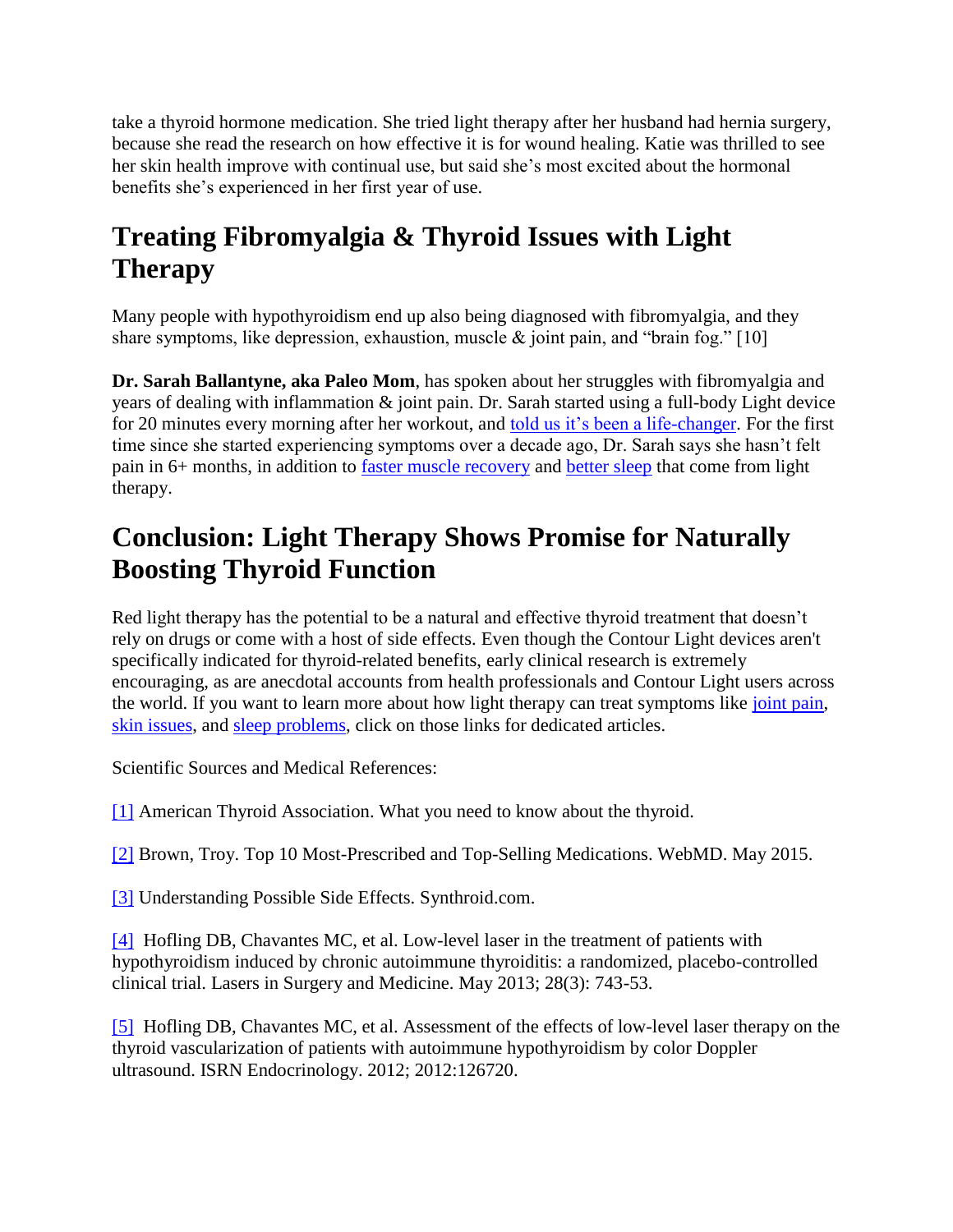take a thyroid hormone medication. She tried light therapy after her husband had hernia surgery, because she read the research on how effective it is for wound healing. Katie was thrilled to see her skin health improve with continual use, but said she's most excited about the hormonal benefits she's experienced in her first year of use.

## Treating Fibromyalgia & Thyroid Issues with Light Therapy

Many people with hypothyroidism end up also being diagnosed with fibromyalgia, and they share symptoms, like depression, exhaustion, muscle & joint pain, and "brain fog." [10]

**Dr. Sarah Ballantyne, aka Paleo Mom**, has spoken about her struggles with fibromyalgia and years of dealing with inflammation & joint pain. Dr. Sarah started using a full-body Light device for 20 minutes every morning after her workout, and told us it's been a life-changer. For the first time since she started experiencing symptoms over a decade ago, Dr. Sarah says she hasn't felt pain in 6+ months, in addition to faster muscle recovery and better sleep that come from light therapy.

## Conclusion: Light Therapy Shows Promise for Naturally Boosting Thyroid Function

Red light therapy has the potential to be a natural and effective thyroid treatment that doesn't rely on drugs or come with a host of side effects. Even though the Contour Light devices aren't specifically indicated for thyroid-related benefits, early clinical research is extremely encouraging, as are anecdotal accounts from health professionals and Contour Light users across the world. If you want to learn more about how light therapy can treat symptoms like joint pain, skin issues, and sleep problems, click on those links for dedicated articles.

Scientific Sources and Medical References:

[1] American Thyroid Association. What you need to know about the thyroid.

[2] Brown, Troy. Top 10 Most-Prescribed and Top-Selling Medications. WebMD. May 2015.

[3] Understanding Possible Side Effects. Synthroid.com.

[4] Hofling DB, Chavantes MC, et al. Low-level laser in the treatment of patients with hypothyroidism induced by chronic autoimmune thyroiditis: a randomized, placebo-controlled clinical trial. Lasers in Surgery and Medicine. May 2013; 28(3): 743-53.

[5] Hofling DB, Chavantes MC, et al. Assessment of the effects of low-level laser therapy on the thyroid vascularization of patients with autoimmune hypothyroidism by color Doppler ultrasound. ISRN Endocrinology. 2012; 2012:126720.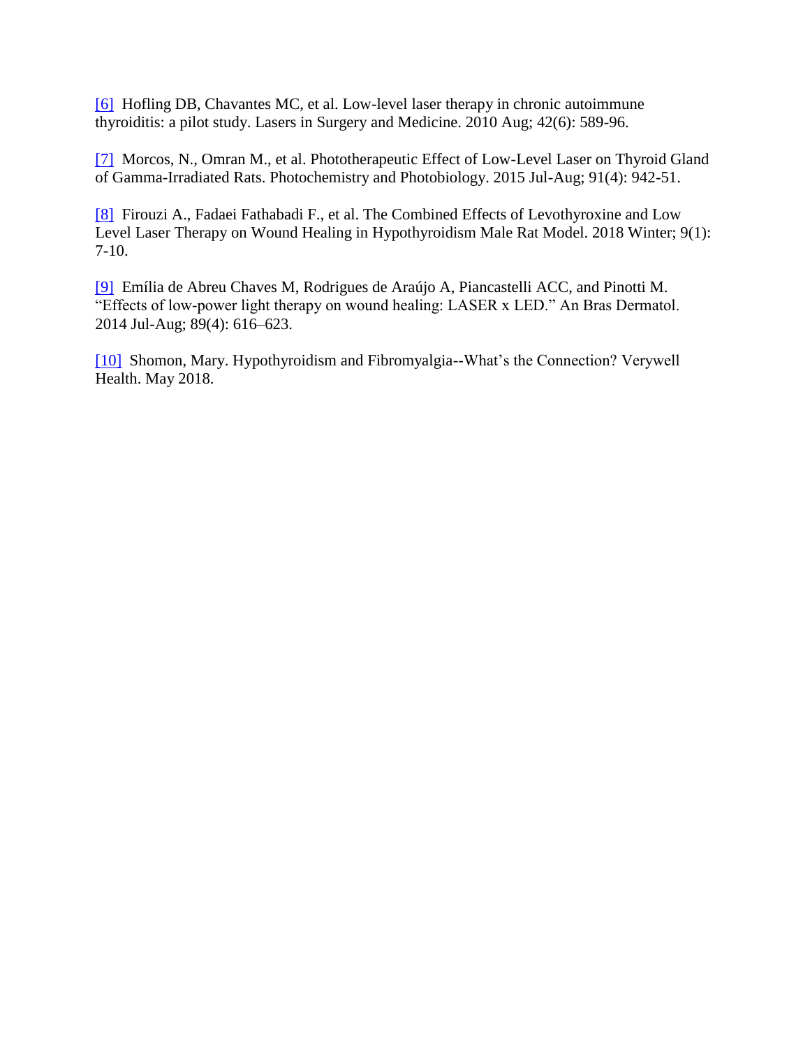[6] Hofling DB, Chavantes MC, et al. Low-level laser therapy in chronic autoimmune thyroiditis: a pilot study. Lasers in Surgery and Medicine. 2010 Aug; 42(6): 589-96.

[7] Morcos, N., Omran M., et al. Phototherapeutic Effect of Low-Level Laser on Thyroid Gland of Gamma-Irradiated Rats. Photochemistry and Photobiology. 2015 Jul-Aug; 91(4): 942-51.

[8] Firouzi A., Fadaei Fathabadi F., et al. The Combined Effects of Levothyroxine and Low Level Laser Therapy on Wound Healing in Hypothyroidism Male Rat Model. 2018 Winter; 9(1): 7-10.

[9] Emília de Abreu Chaves M, Rodrigues de Araújo A, Piancastelli ACC, and Pinotti M. "Effects of low-power light therapy on wound healing: LASER x LED." An Bras Dermatol. 2014 Jul-Aug; 89(4): 616–623.

[10] Shomon, Mary. Hypothyroidism and Fibromyalgia--What's the Connection? Verywell Health. May 2018.